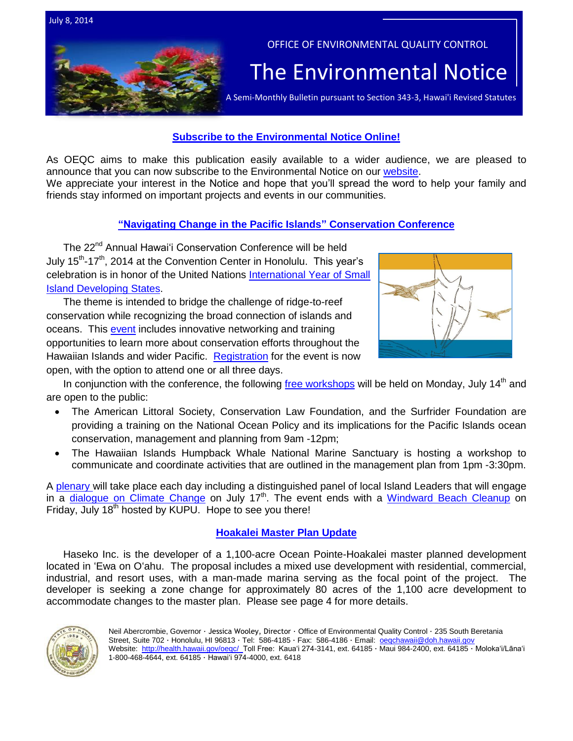July 8, 2014

OFFICE OF ENVIRONMENTAL QUALITY CONTROL

# The Environmental Notice

A Semi-Monthly Bulletin pursuant to Section 343-3, Hawai'i Revised Statutes

## Subscribe to the Environmental Notice Online!

As OEQC aims to make this publication easily available to a wider audience, we are pleased to announce that you can now subscribe to the Environmental Notice on our website.
We appreciate your interest in the Notice and hope that you'll spread the word to help your family and friends stay informed on important projects and events in our communities.

## "Navigating Change in the Pacific Islands" Conservation Conference

The 22nd Annual Hawaiʻi Conservation Conference will be held July 15th-17th, 2014 at the Convention Center in Honolulu. This year's celebration is in honor of the United Nations International Year of Small Island Developing States.

The theme is intended to bridge the challenge of ridge-to-reef conservation while recognizing the broad connection of islands and oceans. This event includes innovative networking and training opportunities to learn more about conservation efforts throughout the Hawaiian Islands and wider Pacific. Registration for the event is now open, with the option to attend one or all three days.

In conjunction with the conference, the following free workshops will be held on Monday, July 14th and are open to the public:

- The American Littoral Society, Conservation Law Foundation, and the Surfrider Foundation are providing a training on the National Ocean Policy and its implications for the Pacific Islands ocean conservation, management and planning from 9am -12pm;
- The Hawaiian Islands Humpback Whale National Marine Sanctuary is hosting a workshop to communicate and coordinate activities that are outlined in the management plan from 1pm -3:30pm.

A plenary will take place each day including a distinguished panel of local Island Leaders that will engage in a dialogue on Climate Change on July 17th. The event ends with a Windward Beach Cleanup on Friday, July 18th hosted by KUPU. Hope to see you there!

## Hoakalei Master Plan Update

Haseko Inc. is the developer of a 1,100-acre Ocean Pointe-Hoakalei master planned development located in ʻEwa on Oʻahu. The proposal includes a mixed use development with residential, commercial, industrial, and resort uses, with a man-made marina serving as the focal point of the project. The developer is seeking a zone change for approximately 80 acres of the 1,100 acre development to accommodate changes to the master plan. Please see page 4 for more details.

Neil Abercrombie, Governor · Jessica Wooley, Director · Office of Environmental Quality Control · 235 South Beretania Street, Suite 702 · Honolulu, HI 96813 · Tel: 586-4185 · Fax: 586-4186 · Email: oeqchawaii@doh.hawaii.gov
Website: http://health.hawaii.gov/oeqc/ Toll Free: Kauaʻi 274-3141, ext. 64185 · Maui 984-2400, ext. 64185 · Molokaʻi/Lānaʻi 1-800-468-4644, ext. 64185 · Hawaiʻi 974-4000, ext. 6418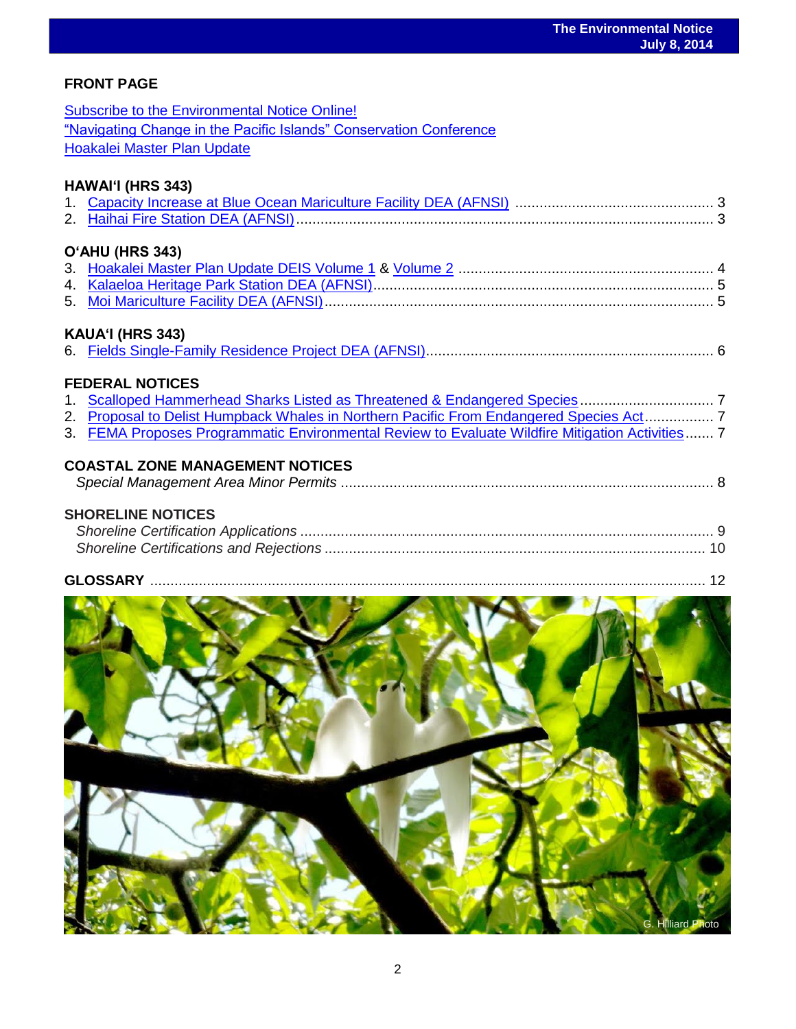## FRONT PAGE

Subscribe to the Environmental Notice Online!
"Navigating Change in the Pacific Islands" Conservation Conference
Hoakalei Master Plan Update

## HAWAIʻI (HRS 343)

1. Capacity Increase at Blue Ocean Mariculture Facility DEA (AFNSI) ........ 3
2. Haihai Fire Station DEA (AFNSI) ........ 3

## OʻAHU (HRS 343)

3. Hoakalei Master Plan Update DEIS Volume 1 & Volume 2 ........ 4
4. Kalaeloa Heritage Park Station DEA (AFNSI) ........ 5
5. Moi Mariculture Facility DEA (AFNSI) ........ 5

## KAUAʻI (HRS 343)

6. Fields Single-Family Residence Project DEA (AFNSI) ........ 6

## FEDERAL NOTICES

1. Scalloped Hammerhead Sharks Listed as Threatened & Endangered Species ........ 7
2. Proposal to Delist Humpback Whales in Northern Pacific From Endangered Species Act ........ 7
3. FEMA Proposes Programmatic Environmental Review to Evaluate Wildfire Mitigation Activities ........ 7

## COASTAL ZONE MANAGEMENT NOTICES

*Special Management Area Minor Permits* ........ 8

## SHORELINE NOTICES

*Shoreline Certification Applications* ........ 9
*Shoreline Certifications and Rejections* ........ 10

## GLOSSARY ........ 12

G. Hilliard Photo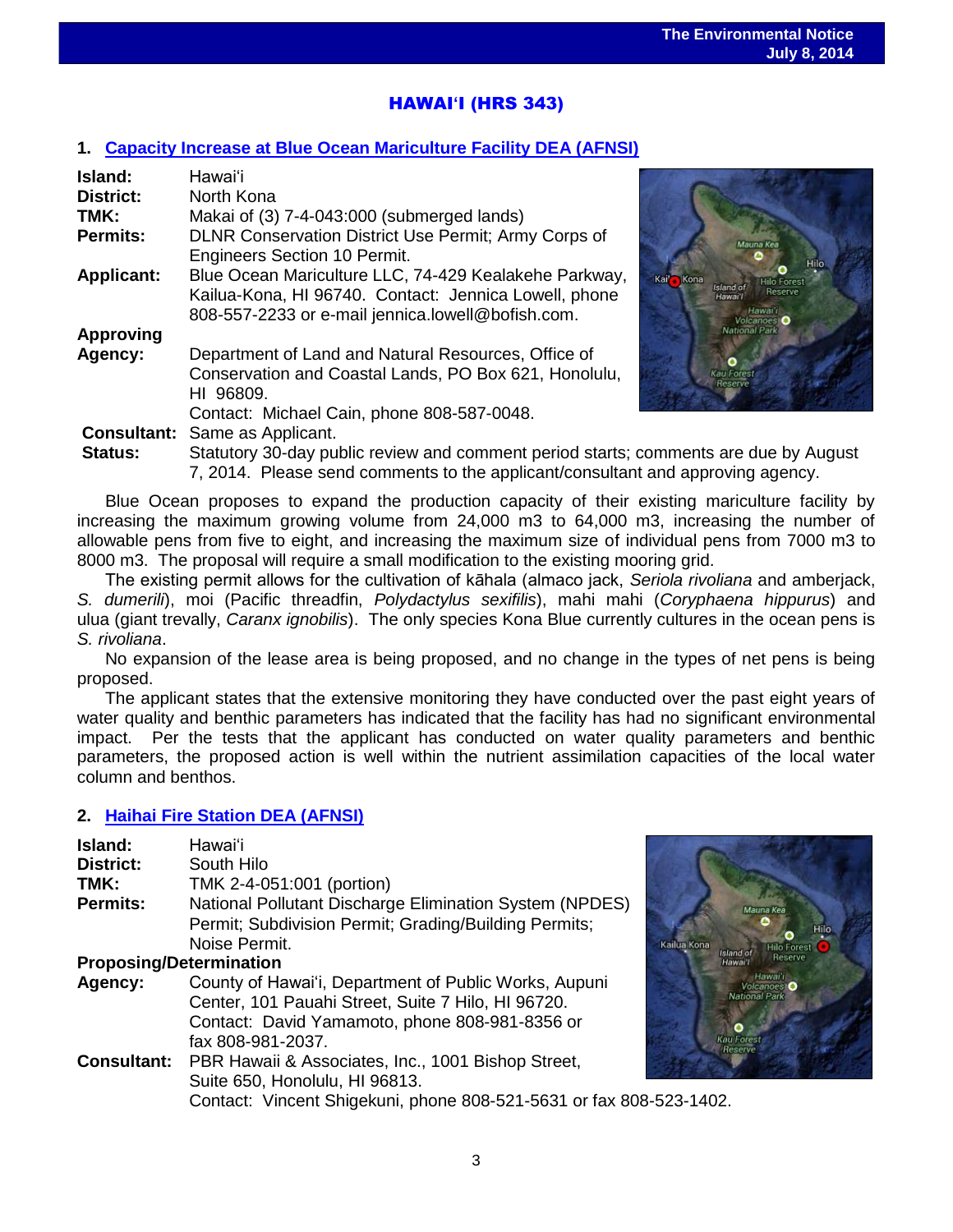# HAWAIʻI (HRS 343)

## 1. Capacity Increase at Blue Ocean Mariculture Facility DEA (AFNSI)

**Island:** Hawaiʻi
**District:** North Kona
**TMK:** Makai of (3) 7-4-043:000 (submerged lands)
**Permits:** DLNR Conservation District Use Permit; Army Corps of Engineers Section 10 Permit.
**Applicant:** Blue Ocean Mariculture LLC, 74-429 Kealakehe Parkway, Kailua-Kona, HI 96740. Contact: Jennica Lowell, phone 808-557-2233 or e-mail jennica.lowell@bofish.com.
**Approving Agency:** Department of Land and Natural Resources, Office of Conservation and Coastal Lands, PO Box 621, Honolulu, HI 96809.
Contact: Michael Cain, phone 808-587-0048.
**Consultant:** Same as Applicant.
**Status:** Statutory 30-day public review and comment period starts; comments are due by August 7, 2014. Please send comments to the applicant/consultant and approving agency.

Blue Ocean proposes to expand the production capacity of their existing mariculture facility by increasing the maximum growing volume from 24,000 m3 to 64,000 m3, increasing the number of allowable pens from five to eight, and increasing the maximum size of individual pens from 7000 m3 to 8000 m3. The proposal will require a small modification to the existing mooring grid.

The existing permit allows for the cultivation of kāhala (almaco jack, *Seriola rivoliana* and amberjack, *S. dumerili*), moi (Pacific threadfin, *Polydactylus sexifilis*), mahi mahi (*Coryphaena hippurus*) and ulua (giant trevally, *Caranx ignobilis*). The only species Kona Blue currently cultures in the ocean pens is *S. rivoliana*.

No expansion of the lease area is being proposed, and no change in the types of net pens is being proposed.

The applicant states that the extensive monitoring they have conducted over the past eight years of water quality and benthic parameters has indicated that the facility has had no significant environmental impact. Per the tests that the applicant has conducted on water quality parameters and benthic parameters, the proposed action is well within the nutrient assimilation capacities of the local water column and benthos.

## 2. Haihai Fire Station DEA (AFNSI)

**Island:** Hawaiʻi
**District:** South Hilo
**TMK:** TMK 2-4-051:001 (portion)
**Permits:** National Pollutant Discharge Elimination System (NPDES) Permit; Subdivision Permit; Grading/Building Permits; Noise Permit.
**Proposing/Determination Agency:** County of Hawaiʻi, Department of Public Works, Aupuni Center, 101 Pauahi Street, Suite 7 Hilo, HI 96720.
Contact: David Yamamoto, phone 808-981-8356 or fax 808-981-2037.
**Consultant:** PBR Hawaii & Associates, Inc., 1001 Bishop Street, Suite 650, Honolulu, HI 96813.
Contact: Vincent Shigekuni, phone 808-521-5631 or fax 808-523-1402.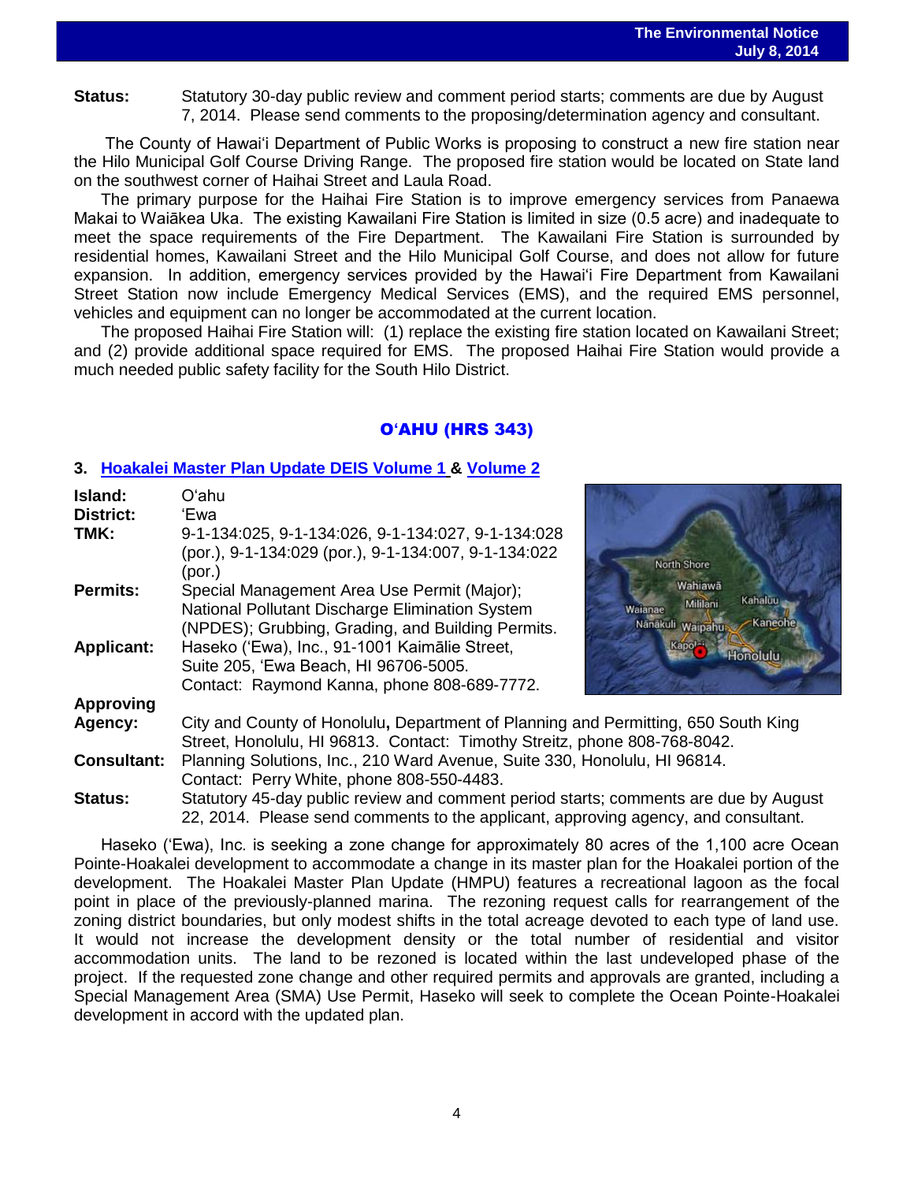**Status:** Statutory 30-day public review and comment period starts; comments are due by August 7, 2014. Please send comments to the proposing/determination agency and consultant.

The County of Hawai'i Department of Public Works is proposing to construct a new fire station near the Hilo Municipal Golf Course Driving Range. The proposed fire station would be located on State land on the southwest corner of Haihai Street and Laula Road.

The primary purpose for the Haihai Fire Station is to improve emergency services from Panaewa Makai to Waiākea Uka. The existing Kawailani Fire Station is limited in size (0.5 acre) and inadequate to meet the space requirements of the Fire Department. The Kawailani Fire Station is surrounded by residential homes, Kawailani Street and the Hilo Municipal Golf Course, and does not allow for future expansion. In addition, emergency services provided by the Hawai'i Fire Department from Kawailani Street Station now include Emergency Medical Services (EMS), and the required EMS personnel, vehicles and equipment can no longer be accommodated at the current location.

The proposed Haihai Fire Station will: (1) replace the existing fire station located on Kawailani Street; and (2) provide additional space required for EMS. The proposed Haihai Fire Station would provide a much needed public safety facility for the South Hilo District.

## O'AHU (HRS 343)

### 3. Hoakalei Master Plan Update DEIS Volume 1 & Volume 2

**Island:** O'ahu
**District:** 'Ewa
**TMK:** 9-1-134:025, 9-1-134:026, 9-1-134:027, 9-1-134:028 (por.), 9-1-134:029 (por.), 9-1-134:007, 9-1-134:022 (por.)
**Permits:** Special Management Area Use Permit (Major); National Pollutant Discharge Elimination System (NPDES); Grubbing, Grading, and Building Permits.
**Applicant:** Haseko ('Ewa), Inc., 91-1001 Kaimālie Street, Suite 205, 'Ewa Beach, HI 96706-5005. Contact: Raymond Kanna, phone 808-689-7772.
**Approving Agency:** City and County of Honolulu, Department of Planning and Permitting, 650 South King Street, Honolulu, HI 96813. Contact: Timothy Streitz, phone 808-768-8042.
**Consultant:** Planning Solutions, Inc., 210 Ward Avenue, Suite 330, Honolulu, HI 96814. Contact: Perry White, phone 808-550-4483.
**Status:** Statutory 45-day public review and comment period starts; comments are due by August 22, 2014. Please send comments to the applicant, approving agency, and consultant.

Haseko ('Ewa), Inc. is seeking a zone change for approximately 80 acres of the 1,100 acre Ocean Pointe-Hoakalei development to accommodate a change in its master plan for the Hoakalei portion of the development. The Hoakalei Master Plan Update (HMPU) features a recreational lagoon as the focal point in place of the previously-planned marina. The rezoning request calls for rearrangement of the zoning district boundaries, but only modest shifts in the total acreage devoted to each type of land use. It would not increase the development density or the total number of residential and visitor accommodation units. The land to be rezoned is located within the last undeveloped phase of the project. If the requested zone change and other required permits and approvals are granted, including a Special Management Area (SMA) Use Permit, Haseko will seek to complete the Ocean Pointe-Hoakalei development in accord with the updated plan.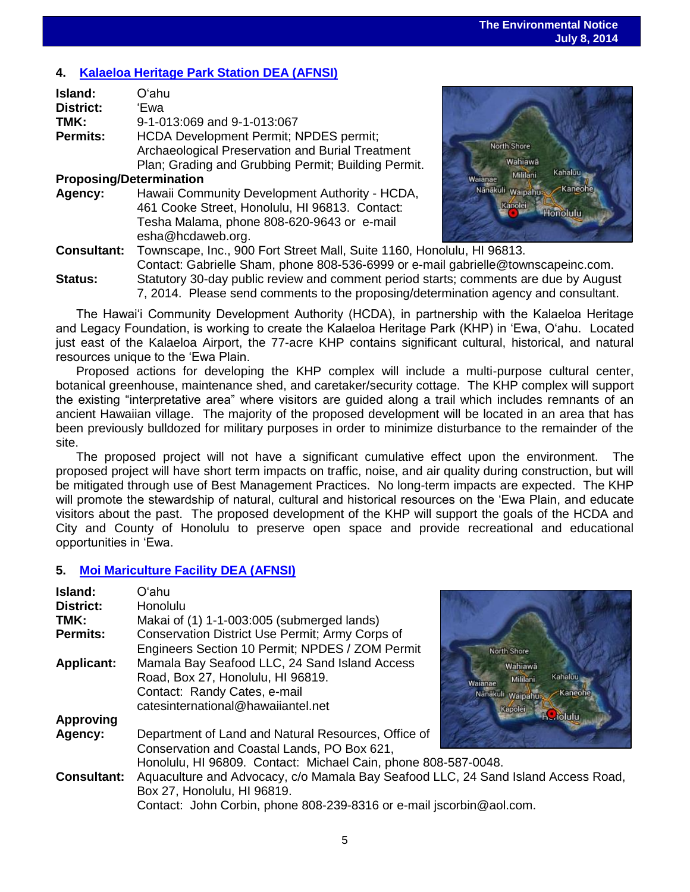## 4. Kalaeloa Heritage Park Station DEA (AFNSI)

**Island:** Oʻahu
**District:** ʻEwa
**TMK:** 9-1-013:069 and 9-1-013:067
**Permits:** HCDA Development Permit; NPDES permit; Archaeological Preservation and Burial Treatment Plan; Grading and Grubbing Permit; Building Permit.
**Proposing/Determination Agency:** Hawaii Community Development Authority - HCDA, 461 Cooke Street, Honolulu, HI 96813. Contact: Tesha Malama, phone 808-620-9643 or e-mail esha@hcdaweb.org.
**Consultant:** Townscape, Inc., 900 Fort Street Mall, Suite 1160, Honolulu, HI 96813. Contact: Gabrielle Sham, phone 808-536-6999 or e-mail gabrielle@townscapeinc.com.
**Status:** Statutory 30-day public review and comment period starts; comments are due by August 7, 2014. Please send comments to the proposing/determination agency and consultant.

The Hawaiʻi Community Development Authority (HCDA), in partnership with the Kalaeloa Heritage and Legacy Foundation, is working to create the Kalaeloa Heritage Park (KHP) in ʻEwa, Oʻahu. Located just east of the Kalaeloa Airport, the 77-acre KHP contains significant cultural, historical, and natural resources unique to the ʻEwa Plain.

Proposed actions for developing the KHP complex will include a multi-purpose cultural center, botanical greenhouse, maintenance shed, and caretaker/security cottage. The KHP complex will support the existing "interpretative area" where visitors are guided along a trail which includes remnants of an ancient Hawaiian village. The majority of the proposed development will be located in an area that has been previously bulldozed for military purposes in order to minimize disturbance to the remainder of the site.

The proposed project will not have a significant cumulative effect upon the environment. The proposed project will have short term impacts on traffic, noise, and air quality during construction, but will be mitigated through use of Best Management Practices. No long-term impacts are expected. The KHP will promote the stewardship of natural, cultural and historical resources on the ʻEwa Plain, and educate visitors about the past. The proposed development of the KHP will support the goals of the HCDA and City and County of Honolulu to preserve open space and provide recreational and educational opportunities in ʻEwa.

## 5. Moi Mariculture Facility DEA (AFNSI)

**Island:** Oʻahu
**District:** Honolulu
**TMK:** Makai of (1) 1-1-003:005 (submerged lands)
**Permits:** Conservation District Use Permit; Army Corps of Engineers Section 10 Permit; NPDES / ZOM Permit
**Applicant:** Mamala Bay Seafood LLC, 24 Sand Island Access Road, Box 27, Honolulu, HI 96819. Contact: Randy Cates, e-mail catesinternational@hawaiiantel.net
**Approving Agency:** Department of Land and Natural Resources, Office of Conservation and Coastal Lands, PO Box 621, Honolulu, HI 96809. Contact: Michael Cain, phone 808-587-0048.
**Consultant:** Aquaculture and Advocacy, c/o Mamala Bay Seafood LLC, 24 Sand Island Access Road, Box 27, Honolulu, HI 96819. Contact: John Corbin, phone 808-239-8316 or e-mail jscorbin@aol.com.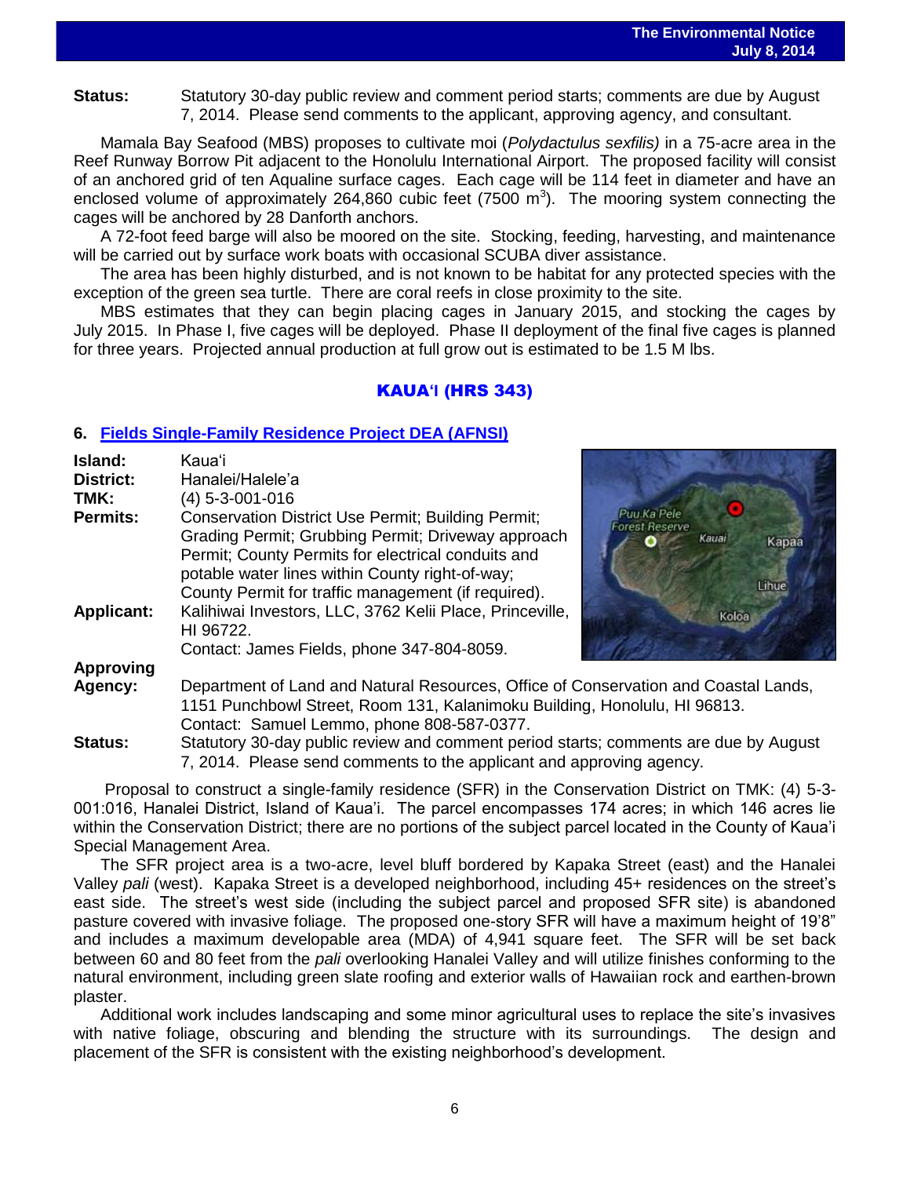**Status:** Statutory 30-day public review and comment period starts; comments are due by August 7, 2014. Please send comments to the applicant, approving agency, and consultant.

Mamala Bay Seafood (MBS) proposes to cultivate moi (*Polydactulus sexfilis)* in a 75-acre area in the Reef Runway Borrow Pit adjacent to the Honolulu International Airport. The proposed facility will consist of an anchored grid of ten Aqualine surface cages. Each cage will be 114 feet in diameter and have an enclosed volume of approximately 264,860 cubic feet (7500 $m^3$). The mooring system connecting the cages will be anchored by 28 Danforth anchors.

A 72-foot feed barge will also be moored on the site. Stocking, feeding, harvesting, and maintenance will be carried out by surface work boats with occasional SCUBA diver assistance.

The area has been highly disturbed, and is not known to be habitat for any protected species with the exception of the green sea turtle. There are coral reefs in close proximity to the site.

MBS estimates that they can begin placing cages in January 2015, and stocking the cages by July 2015. In Phase I, five cages will be deployed. Phase II deployment of the final five cages is planned for three years. Projected annual production at full grow out is estimated to be 1.5 M lbs.

## KAUAʻI (HRS 343)

### 6. Fields Single-Family Residence Project DEA (AFNSI)

**Island:** Kauaʻi
**District:** Hanalei/Haleleʻa
**TMK:** (4) 5-3-001-016
**Permits:** Conservation District Use Permit; Building Permit; Grading Permit; Grubbing Permit; Driveway approach Permit; County Permits for electrical conduits and potable water lines within County right-of-way; County Permit for traffic management (if required).
**Applicant:** Kalihiwai Investors, LLC, 3762 Kelii Place, Princeville, HI 96722.
Contact: James Fields, phone 347-804-8059.
**Approving Agency:** Department of Land and Natural Resources, Office of Conservation and Coastal Lands, 1151 Punchbowl Street, Room 131, Kalanimoku Building, Honolulu, HI 96813.
Contact: Samuel Lemmo, phone 808-587-0377.
**Status:** Statutory 30-day public review and comment period starts; comments are due by August 7, 2014. Please send comments to the applicant and approving agency.

Proposal to construct a single-family residence (SFR) in the Conservation District on TMK: (4) 5-3-001:016, Hanalei District, Island of Kaua'i. The parcel encompasses 174 acres; in which 146 acres lie within the Conservation District; there are no portions of the subject parcel located in the County of Kaua'i Special Management Area.

The SFR project area is a two-acre, level bluff bordered by Kapaka Street (east) and the Hanalei Valley *pali* (west). Kapaka Street is a developed neighborhood, including 45+ residences on the street's east side. The street's west side (including the subject parcel and proposed SFR site) is abandoned pasture covered with invasive foliage. The proposed one-story SFR will have a maximum height of 19'8" and includes a maximum developable area (MDA) of 4,941 square feet. The SFR will be set back between 60 and 80 feet from the *pali* overlooking Hanalei Valley and will utilize finishes conforming to the natural environment, including green slate roofing and exterior walls of Hawaiian rock and earthen-brown plaster.

Additional work includes landscaping and some minor agricultural uses to replace the site's invasives with native foliage, obscuring and blending the structure with its surroundings. The design and placement of the SFR is consistent with the existing neighborhood's development.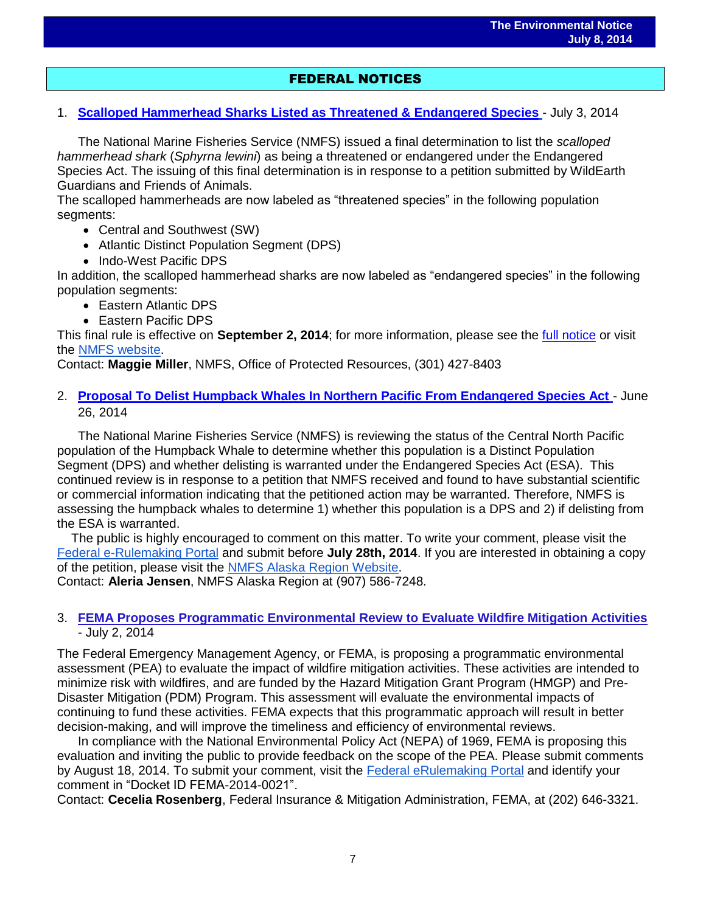## FEDERAL NOTICES

1. **Scalloped Hammerhead Sharks Listed as Threatened & Endangered Species** - July 3, 2014

The National Marine Fisheries Service (NMFS) issued a final determination to list the *scalloped hammerhead shark* (*Sphyrna lewini*) as being a threatened or endangered under the Endangered Species Act. The issuing of this final determination is in response to a petition submitted by WildEarth Guardians and Friends of Animals.
The scalloped hammerheads are now labeled as "threatened species" in the following population segments:

- Central and Southwest (SW)
- Atlantic Distinct Population Segment (DPS)
- Indo-West Pacific DPS

In addition, the scalloped hammerhead sharks are now labeled as "endangered species" in the following population segments:

- Eastern Atlantic DPS
- Eastern Pacific DPS

This final rule is effective on **September 2, 2014**; for more information, please see the full notice or visit the NMFS website.
Contact: **Maggie Miller**, NMFS, Office of Protected Resources, (301) 427-8403

2. **Proposal To Delist Humpback Whales In Northern Pacific From Endangered Species Act** - June 26, 2014

The National Marine Fisheries Service (NMFS) is reviewing the status of the Central North Pacific population of the Humpback Whale to determine whether this population is a Distinct Population Segment (DPS) and whether delisting is warranted under the Endangered Species Act (ESA). This continued review is in response to a petition that NMFS received and found to have substantial scientific or commercial information indicating that the petitioned action may be warranted. Therefore, NMFS is assessing the humpback whales to determine 1) whether this population is a DPS and 2) if delisting from the ESA is warranted.

The public is highly encouraged to comment on this matter. To write your comment, please visit the Federal e-Rulemaking Portal and submit before **July 28th, 2014**. If you are interested in obtaining a copy of the petition, please visit the NMFS Alaska Region Website.
Contact: **Aleria Jensen**, NMFS Alaska Region at (907) 586-7248.

3. **FEMA Proposes Programmatic Environmental Review to Evaluate Wildfire Mitigation Activities** - July 2, 2014

The Federal Emergency Management Agency, or FEMA, is proposing a programmatic environmental assessment (PEA) to evaluate the impact of wildfire mitigation activities. These activities are intended to minimize risk with wildfires, and are funded by the Hazard Mitigation Grant Program (HMGP) and Pre-Disaster Mitigation (PDM) Program. This assessment will evaluate the environmental impacts of continuing to fund these activities. FEMA expects that this programmatic approach will result in better decision-making, and will improve the timeliness and efficiency of environmental reviews.

In compliance with the National Environmental Policy Act (NEPA) of 1969, FEMA is proposing this evaluation and inviting the public to provide feedback on the scope of the PEA. Please submit comments by August 18, 2014. To submit your comment, visit the Federal eRulemaking Portal and identify your comment in "Docket ID FEMA-2014-0021".
Contact: **Cecelia Rosenberg**, Federal Insurance & Mitigation Administration, FEMA, at (202) 646-3321.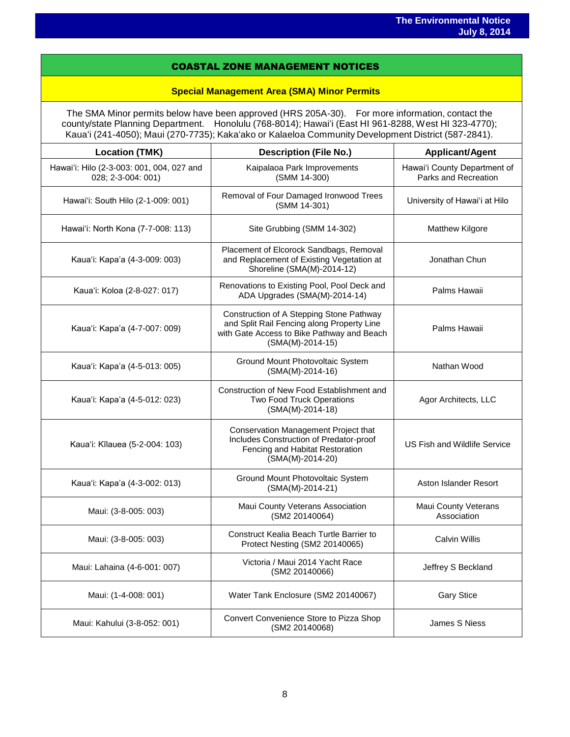## COASTAL ZONE MANAGEMENT NOTICES

### Special Management Area (SMA) Minor Permits

The SMA Minor permits below have been approved (HRS 205A-30). For more information, contact the county/state Planning Department. Honolulu (768-8014); Hawaiʻi (East HI 961-8288, West HI 323-4770); Kauaʻi (241-4050); Maui (270-7735); Kakaʻako or Kalaeloa Community Development District (587-2841).

| Location (TMK) | Description (File No.) | Applicant/Agent |
|---|---|---|
| Hawaiʻi: Hilo (2-3-003: 001, 004, 027 and 028; 2-3-004: 001) | Kaipalaoa Park Improvements (SMM 14-300) | Hawaiʻi County Department of Parks and Recreation |
| Hawaiʻi: South Hilo (2-1-009: 001) | Removal of Four Damaged Ironwood Trees (SMM 14-301) | University of Hawaiʻi at Hilo |
| Hawaiʻi: North Kona (7-7-008: 113) | Site Grubbing (SMM 14-302) | Matthew Kilgore |
| Kauaʻi: Kapaʻa (4-3-009: 003) | Placement of Elcorock Sandbags, Removal and Replacement of Existing Vegetation at Shoreline (SMA(M)-2014-12) | Jonathan Chun |
| Kauaʻi: Koloa (2-8-027: 017) | Renovations to Existing Pool, Pool Deck and ADA Upgrades (SMA(M)-2014-14) | Palms Hawaii |
| Kauaʻi: Kapaʻa (4-7-007: 009) | Construction of A Stepping Stone Pathway and Split Rail Fencing along Property Line with Gate Access to Bike Pathway and Beach (SMA(M)-2014-15) | Palms Hawaii |
| Kauaʻi: Kapaʻa (4-5-013: 005) | Ground Mount Photovoltaic System (SMA(M)-2014-16) | Nathan Wood |
| Kauaʻi: Kapaʻa (4-5-012: 023) | Construction of New Food Establishment and Two Food Truck Operations (SMA(M)-2014-18) | Agor Architects, LLC |
| Kauaʻi: Kīlauea (5-2-004: 103) | Conservation Management Project that Includes Construction of Predator-proof Fencing and Habitat Restoration (SMA(M)-2014-20) | US Fish and Wildlife Service |
| Kauaʻi: Kapaʻa (4-3-002: 013) | Ground Mount Photovoltaic System (SMA(M)-2014-21) | Aston Islander Resort |
| Maui: (3-8-005: 003) | Maui County Veterans Association (SM2 20140064) | Maui County Veterans Association |
| Maui: (3-8-005: 003) | Construct Kealia Beach Turtle Barrier to Protect Nesting (SM2 20140065) | Calvin Willis |
| Maui: Lahaina (4-6-001: 007) | Victoria / Maui 2014 Yacht Race (SM2 20140066) | Jeffrey S Beckland |
| Maui: (1-4-008: 001) | Water Tank Enclosure (SM2 20140067) | Gary Stice |
| Maui: Kahului (3-8-052: 001) | Convert Convenience Store to Pizza Shop (SM2 20140068) | James S Niess |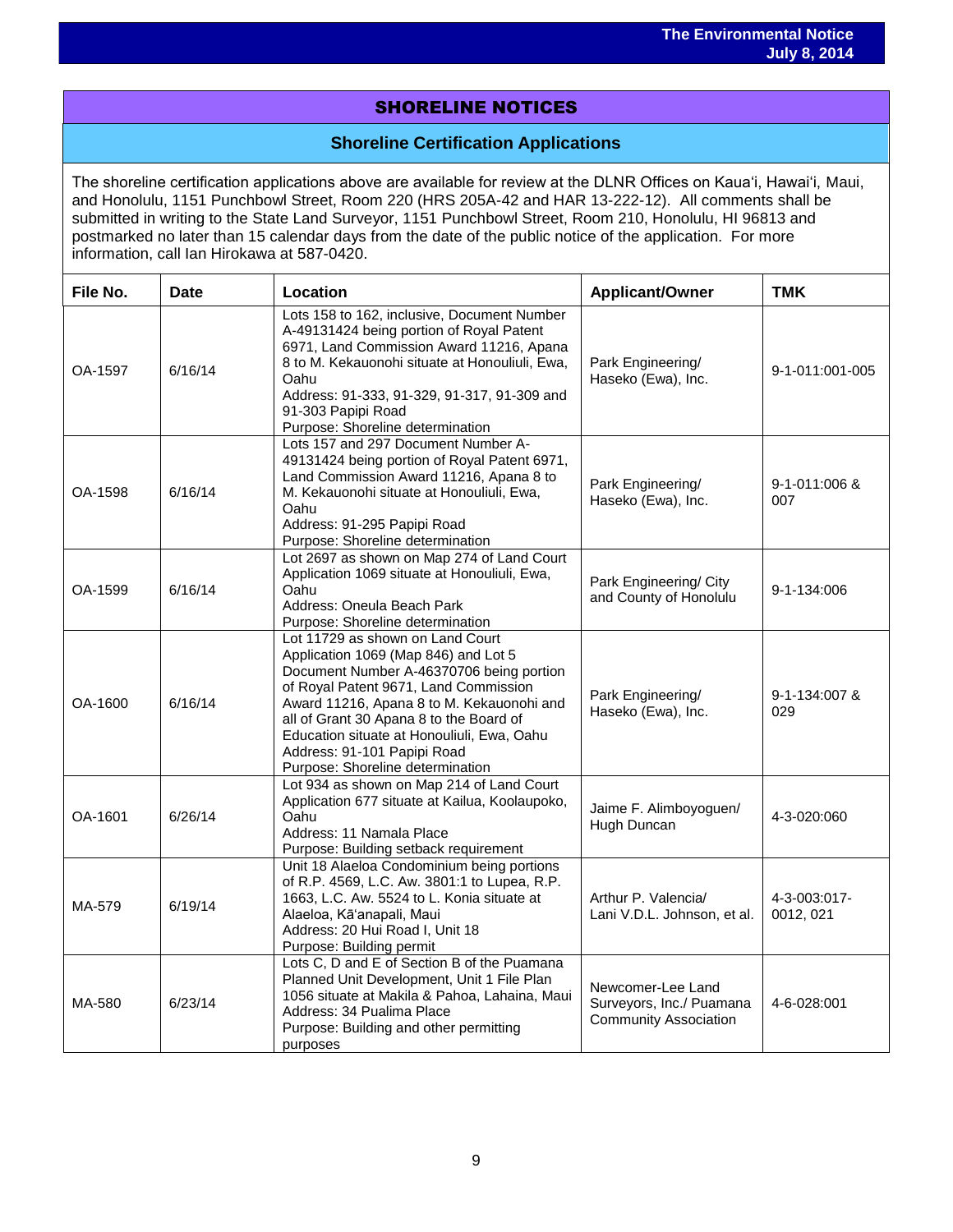## SHORELINE NOTICES

### Shoreline Certification Applications

The shoreline certification applications above are available for review at the DLNR Offices on Kauaʻi, Hawaiʻi, Maui, and Honolulu, 1151 Punchbowl Street, Room 220 (HRS 205A-42 and HAR 13-222-12). All comments shall be submitted in writing to the State Land Surveyor, 1151 Punchbowl Street, Room 210, Honolulu, HI 96813 and postmarked no later than 15 calendar days from the date of the public notice of the application. For more information, call Ian Hirokawa at 587-0420.

| File No. | Date | Location | Applicant/Owner | TMK |
|---|---|---|---|---|
| OA-1597 | 6/16/14 | Lots 158 to 162, inclusive, Document Number A-49131424 being portion of Royal Patent 6971, Land Commission Award 11216, Apana 8 to M. Kekauonohi situate at Honouliuli, Ewa, Oahu<br>Address: 91-333, 91-329, 91-317, 91-309 and 91-303 Papipi Road<br>Purpose: Shoreline determination | Park Engineering/ Haseko (Ewa), Inc. | 9-1-011:001-005 |
| OA-1598 | 6/16/14 | Lots 157 and 297 Document Number A-49131424 being portion of Royal Patent 6971, Land Commission Award 11216, Apana 8 to M. Kekauonohi situate at Honouliuli, Ewa, Oahu<br>Address: 91-295 Papipi Road<br>Purpose: Shoreline determination | Park Engineering/ Haseko (Ewa), Inc. | 9-1-011:006 & 007 |
| OA-1599 | 6/16/14 | Lot 2697 as shown on Map 274 of Land Court Application 1069 situate at Honouliuli, Ewa, Oahu<br>Address: Oneula Beach Park<br>Purpose: Shoreline determination | Park Engineering/ City and County of Honolulu | 9-1-134:006 |
| OA-1600 | 6/16/14 | Lot 11729 as shown on Land Court Application 1069 (Map 846) and Lot 5 Document Number A-46370706 being portion of Royal Patent 9671, Land Commission Award 11216, Apana 8 to M. Kekauonohi and all of Grant 30 Apana 8 to the Board of Education situate at Honouliuli, Ewa, Oahu<br>Address: 91-101 Papipi Road<br>Purpose: Shoreline determination | Park Engineering/ Haseko (Ewa), Inc. | 9-1-134:007 & 029 |
| OA-1601 | 6/26/14 | Lot 934 as shown on Map 214 of Land Court Application 677 situate at Kailua, Koolaupoko, Oahu<br>Address: 11 Namala Place<br>Purpose: Building setback requirement | Jaime F. Alimboyoguen/ Hugh Duncan | 4-3-020:060 |
| MA-579 | 6/19/14 | Unit 18 Alaeloa Condominium being portions of R.P. 4569, L.C. Aw. 3801:1 to Lupea, R.P. 1663, L.C. Aw. 5524 to L. Konia situate at Alaeloa, Kāʻanapali, Maui<br>Address: 20 Hui Road I, Unit 18<br>Purpose: Building permit | Arthur P. Valencia/ Lani V.D.L. Johnson, et al. | 4-3-003:017-0012, 021 |
| MA-580 | 6/23/14 | Lots C, D and E of Section B of the Puamana Planned Unit Development, Unit 1 File Plan 1056 situate at Makila & Pahoa, Lahaina, Maui<br>Address: 34 Pualima Place<br>Purpose: Building and other permitting purposes | Newcomer-Lee Land Surveyors, Inc./ Puamana Community Association | 4-6-028:001 |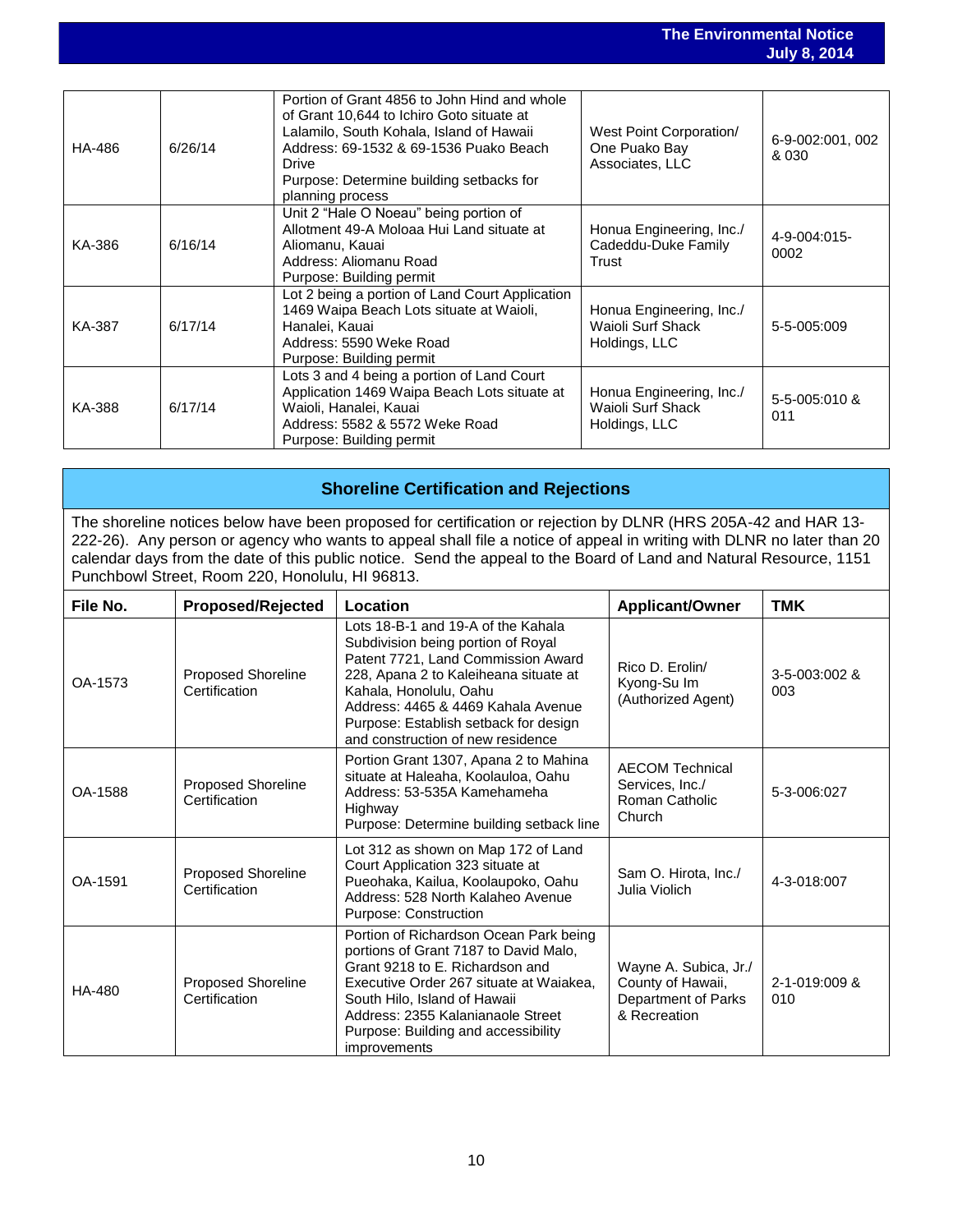| | | | | |
|---|---|---|---|---|
| HA-486 | 6/26/14 | Portion of Grant 4856 to John Hind and whole of Grant 10,644 to Ichiro Goto situate at Lalamilo, South Kohala, Island of Hawaii<br>Address: 69-1532 & 69-1536 Puako Beach Drive<br>Purpose: Determine building setbacks for planning process | West Point Corporation/ One Puako Bay Associates, LLC | 6-9-002:001, 002 & 030 |
| KA-386 | 6/16/14 | Unit 2 "Hale O Noeau" being portion of Allotment 49-A Moloaa Hui Land situate at Aliomanu, Kauai<br>Address: Aliomanu Road<br>Purpose: Building permit | Honua Engineering, Inc./ Cadeddu-Duke Family Trust | 4-9-004:015-0002 |
| KA-387 | 6/17/14 | Lot 2 being a portion of Land Court Application 1469 Waipa Beach Lots situate at Waioli, Hanalei, Kauai<br>Address: 5590 Weke Road<br>Purpose: Building permit | Honua Engineering, Inc./ Waioli Surf Shack Holdings, LLC | 5-5-005:009 |
| KA-388 | 6/17/14 | Lots 3 and 4 being a portion of Land Court Application 1469 Waipa Beach Lots situate at Waioli, Hanalei, Kauai<br>Address: 5582 & 5572 Weke Road<br>Purpose: Building permit | Honua Engineering, Inc./ Waioli Surf Shack Holdings, LLC | 5-5-005:010 & 011 |

## Shoreline Certification and Rejections

The shoreline notices below have been proposed for certification or rejection by DLNR (HRS 205A-42 and HAR 13-222-26). Any person or agency who wants to appeal shall file a notice of appeal in writing with DLNR no later than 20 calendar days from the date of this public notice. Send the appeal to the Board of Land and Natural Resource, 1151 Punchbowl Street, Room 220, Honolulu, HI 96813.

| File No. | Proposed/Rejected | Location | Applicant/Owner | TMK |
|---|---|---|---|---|
| OA-1573 | Proposed Shoreline Certification | Lots 18-B-1 and 19-A of the Kahala Subdivision being portion of Royal Patent 7721, Land Commission Award 228, Apana 2 to Kaleiheana situate at Kahala, Honolulu, Oahu<br>Address: 4465 & 4469 Kahala Avenue<br>Purpose: Establish setback for design and construction of new residence | Rico D. Erolin/ Kyong-Su Im (Authorized Agent) | 3-5-003:002 & 003 |
| OA-1588 | Proposed Shoreline Certification | Portion Grant 1307, Apana 2 to Mahina situate at Haleaha, Koolauloa, Oahu<br>Address: 53-535A Kamehameha Highway<br>Purpose: Determine building setback line | AECOM Technical Services, Inc./ Roman Catholic Church | 5-3-006:027 |
| OA-1591 | Proposed Shoreline Certification | Lot 312 as shown on Map 172 of Land Court Application 323 situate at Pueohaka, Kailua, Koolaupoko, Oahu<br>Address: 528 North Kalaheo Avenue<br>Purpose: Construction | Sam O. Hirota, Inc./ Julia Violich | 4-3-018:007 |
| HA-480 | Proposed Shoreline Certification | Portion of Richardson Ocean Park being portions of Grant 7187 to David Malo, Grant 9218 to E. Richardson and Executive Order 267 situate at Waiakea, South Hilo, Island of Hawaii<br>Address: 2355 Kalanianaole Street<br>Purpose: Building and accessibility improvements | Wayne A. Subica, Jr./ County of Hawaii, Department of Parks & Recreation | 2-1-019:009 & 010 |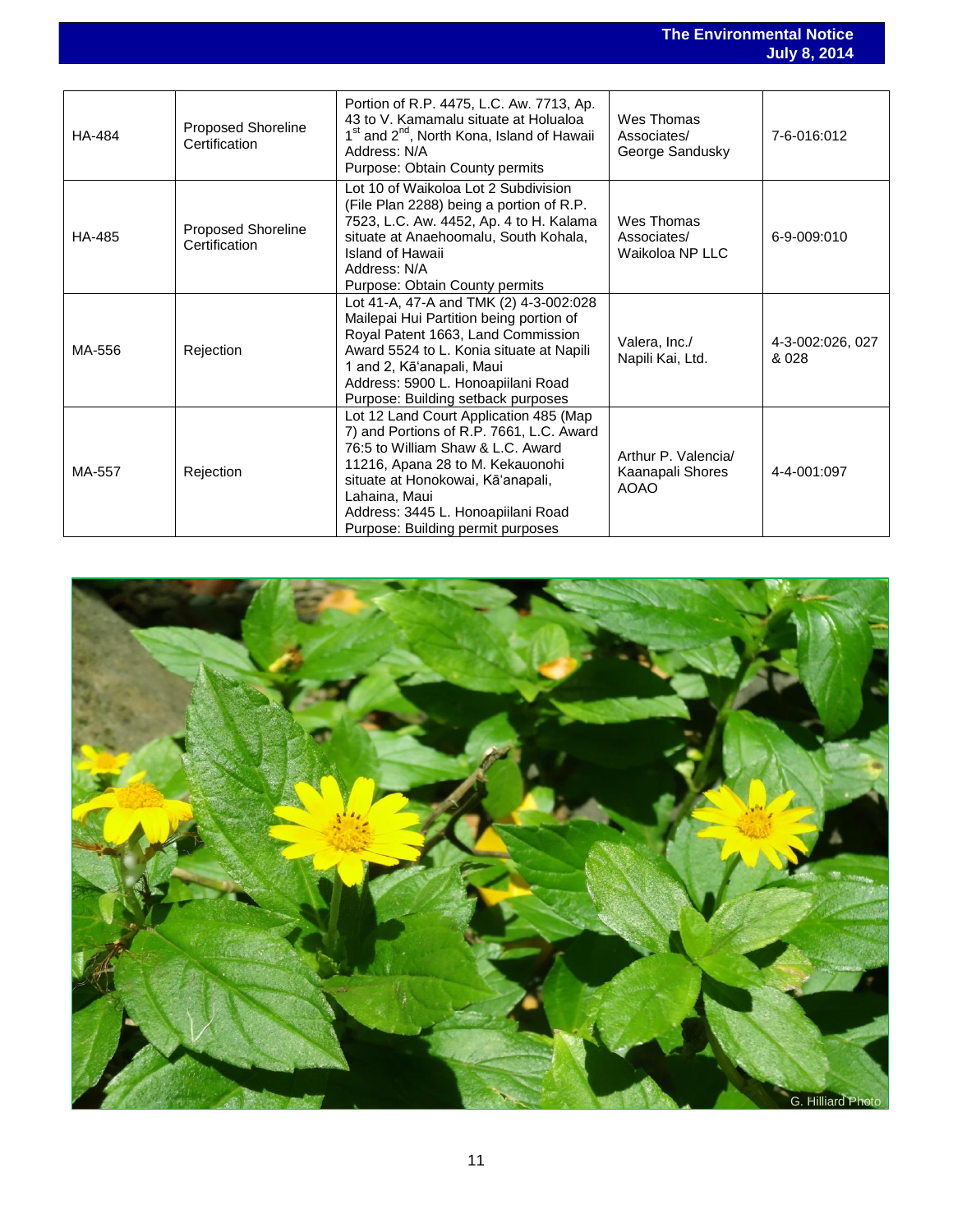| HA-484 | Proposed Shoreline Certification | Portion of R.P. 4475, L.C. Aw. 7713, Ap. 43 to V. Kamamalu situate at Holualoa 1st and 2nd, North Kona, Island of Hawaii<br>Address: N/A<br>Purpose: Obtain County permits | Wes Thomas Associates/ George Sandusky | 7-6-016:012 |
|---|---|---|---|---|
| HA-485 | Proposed Shoreline Certification | Lot 10 of Waikoloa Lot 2 Subdivision (File Plan 2288) being a portion of R.P. 7523, L.C. Aw. 4452, Ap. 4 to H. Kalama situate at Anaehoomalu, South Kohala, Island of Hawaii<br>Address: N/A<br>Purpose: Obtain County permits | Wes Thomas Associates/ Waikoloa NP LLC | 6-9-009:010 |
| MA-556 | Rejection | Lot 41-A, 47-A and TMK (2) 4-3-002:028 Mailepai Hui Partition being portion of Royal Patent 1663, Land Commission Award 5524 to L. Konia situate at Napili 1 and 2, Kāʻanapali, Maui<br>Address: 5900 L. Honoapiilani Road<br>Purpose: Building setback purposes | Valera, Inc./ Napili Kai, Ltd. | 4-3-002:026, 027 & 028 |
| MA-557 | Rejection | Lot 12 Land Court Application 485 (Map 7) and Portions of R.P. 7661, L.C. Award 76:5 to William Shaw & L.C. Award 11216, Apana 28 to M. Kekauonohi situate at Honokowai, Kāʻanapali, Lahaina, Maui<br>Address: 3445 L. Honoapiilani Road<br>Purpose: Building permit purposes | Arthur P. Valencia/ Kaanapali Shores AOAO | 4-4-001:097 |

G. Hilliard Photo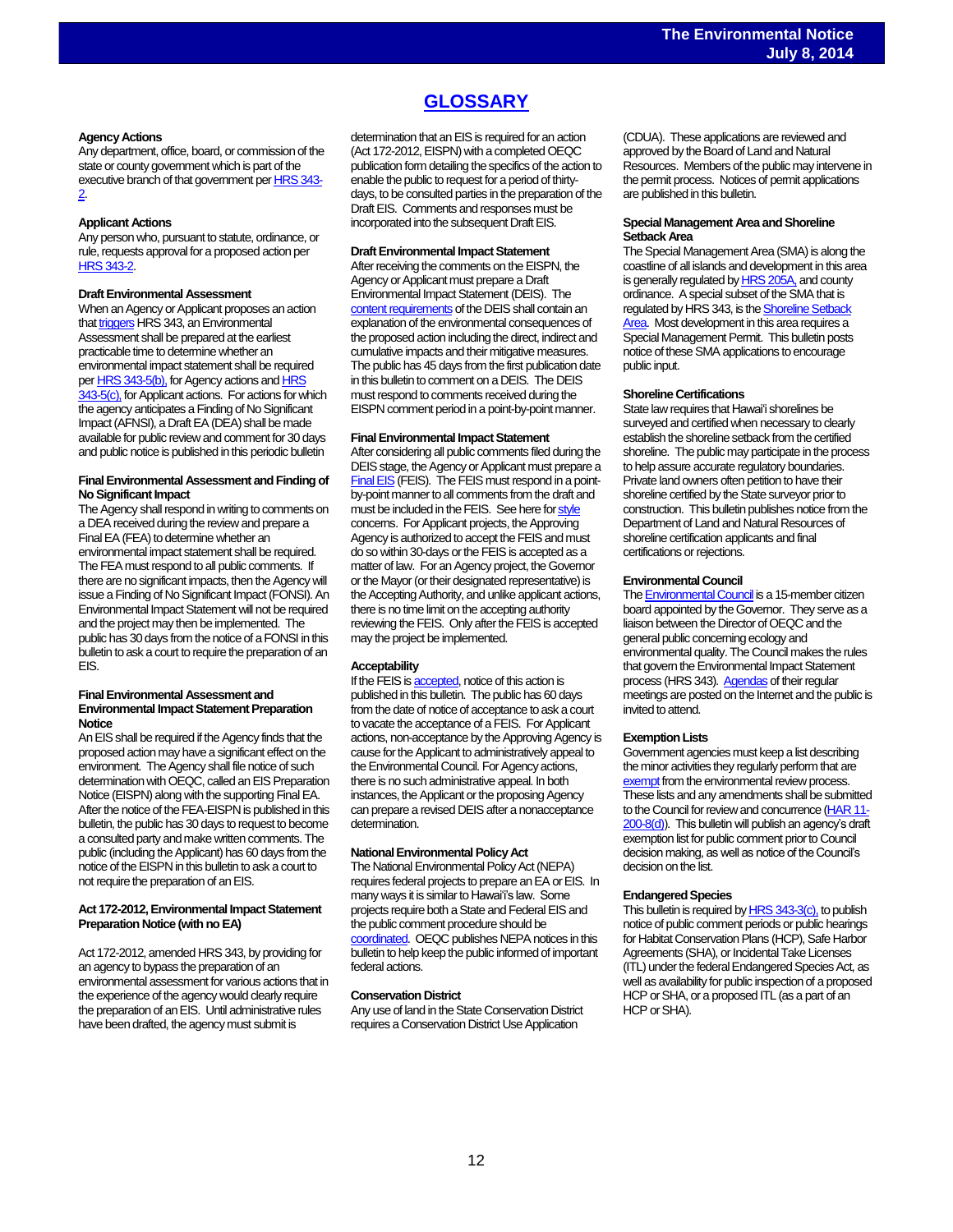# GLOSSARY

**Agency Actions**
Any department, office, board, or commission of the state or county government which is part of the executive branch of that government per HRS 343-2.

**Applicant Actions**
Any person who, pursuant to statute, ordinance, or rule, requests approval for a proposed action per HRS 343-2.

**Draft Environmental Assessment**
When an Agency or Applicant proposes an action that triggers HRS 343, an Environmental Assessment shall be prepared at the earliest practicable time to determine whether an environmental impact statement shall be required per HRS 343-5(b), for Agency actions and HRS 343-5(c), for Applicant actions. For actions for which the agency anticipates a Finding of No Significant Impact (AFNSI), a Draft EA (DEA) shall be made available for public review and comment for 30 days and public notice is published in this periodic bulletin

**Final Environmental Assessment and Finding of No Significant Impact**
The Agency shall respond in writing to comments on a DEA received during the review and prepare a Final EA (FEA) to determine whether an environmental impact statement shall be required. The FEA must respond to all public comments. If there are no significant impacts, then the Agency will issue a Finding of No Significant Impact (FONSI). An Environmental Impact Statement will not be required and the project may then be implemented. The public has 30 days from the notice of a FONSI in this bulletin to ask a court to require the preparation of an EIS.

**Final Environmental Assessment and Environmental Impact Statement Preparation Notice**
An EIS shall be required if the Agency finds that the proposed action may have a significant effect on the environment. The Agency shall file notice of such determination with OEQC, called an EIS Preparation Notice (EISPN) along with the supporting Final EA. After the notice of the FEA-EISPN is published in this bulletin, the public has 30 days to request to become a consulted party and make written comments. The public (including the Applicant) has 60 days from the notice of the EISPN in this bulletin to ask a court to not require the preparation of an EIS.

**Act 172-2012, Environmental Impact Statement Preparation Notice (with no EA)**

Act 172-2012, amended HRS 343, by providing for an agency to bypass the preparation of an environmental assessment for various actions that in the experience of the agency would clearly require the preparation of an EIS. Until administrative rules have been drafted, the agency must submit is determination that an EIS is required for an action (Act 172-2012, EISPN) with a completed OEQC publication form detailing the specifics of the action to enable the public to request for a period of thirty-days, to be consulted parties in the preparation of the Draft EIS. Comments and responses must be incorporated into the subsequent Draft EIS.

**Draft Environmental Impact Statement**
After receiving the comments on the EISPN, the Agency or Applicant must prepare a Draft Environmental Impact Statement (DEIS). The content requirements of the DEIS shall contain an explanation of the environmental consequences of the proposed action including the direct, indirect and cumulative impacts and their mitigative measures. The public has 45 days from the first publication date in this bulletin to comment on a DEIS. The DEIS must respond to comments received during the EISPN comment period in a point-by-point manner.

**Final Environmental Impact Statement**
After considering all public comments filed during the DEIS stage, the Agency or Applicant must prepare a Final EIS (FEIS). The FEIS must respond in a point-by-point manner to all comments from the draft and must be included in the FEIS. See here for style concerns. For Applicant projects, the Approving Agency is authorized to accept the FEIS and must do so within 30-days or the FEIS is accepted as a matter of law. For an Agency project, the Governor or the Mayor (or their designated representative) is the Accepting Authority, and unlike applicant actions, there is no time limit on the accepting authority reviewing the FEIS. Only after the FEIS is accepted may the project be implemented.

**Acceptability**
If the FEIS is accepted, notice of this action is published in this bulletin. The public has 60 days from the date of notice of acceptance to ask a court to vacate the acceptance of a FEIS. For Applicant actions, non-acceptance by the Approving Agency is cause for the Applicant to administratively appeal to the Environmental Council. For Agency actions, there is no such administrative appeal. In both instances, the Applicant or the proposing Agency can prepare a revised DEIS after a nonacceptance determination.

**National Environmental Policy Act**
The National Environmental Policy Act (NEPA) requires federal projects to prepare an EA or EIS. In many ways it is similar to Hawai'i's law. Some projects require both a State and Federal EIS and the public comment procedure should be coordinated. OEQC publishes NEPA notices in this bulletin to help keep the public informed of important federal actions.

**Conservation District**
Any use of land in the State Conservation District requires a Conservation District Use Application (CDUA). These applications are reviewed and approved by the Board of Land and Natural Resources. Members of the public may intervene in the permit process. Notices of permit applications are published in this bulletin.

**Special Management Area and Shoreline Setback Area**
The Special Management Area (SMA) is along the coastline of all islands and development in this area is generally regulated by HRS 205A, and county ordinance. A special subset of the SMA that is regulated by HRS 343, is the Shoreline Setback Area. Most development in this area requires a Special Management Permit. This bulletin posts notice of these SMA applications to encourage public input.

**Shoreline Certifications**
State law requires that Hawai'i shorelines be surveyed and certified when necessary to clearly establish the shoreline setback from the certified shoreline. The public may participate in the process to help assure accurate regulatory boundaries. Private land owners often petition to have their shoreline certified by the State surveyor prior to construction. This bulletin publishes notice from the Department of Land and Natural Resources of shoreline certification applicants and final certifications or rejections.

**Environmental Council**
The Environmental Council is a 15-member citizen board appointed by the Governor. They serve as a liaison between the Director of OEQC and the general public concerning ecology and environmental quality. The Council makes the rules that govern the Environmental Impact Statement process (HRS 343). Agendas of their regular meetings are posted on the Internet and the public is invited to attend.

**Exemption Lists**
Government agencies must keep a list describing the minor activities they regularly perform that are exempt from the environmental review process. These lists and any amendments shall be submitted to the Council for review and concurrence (HAR 11-200-8(d)). This bulletin will publish an agency's draft exemption list for public comment prior to Council decision making, as well as notice of the Council's decision on the list.

**Endangered Species**
This bulletin is required by HRS 343-3(c), to publish notice of public comment periods or public hearings for Habitat Conservation Plans (HCP), Safe Harbor Agreements (SHA), or Incidental Take Licenses (ITL) under the federal Endangered Species Act, as well as availability for public inspection of a proposed HCP or SHA, or a proposed ITL (as a part of an HCP or SHA).